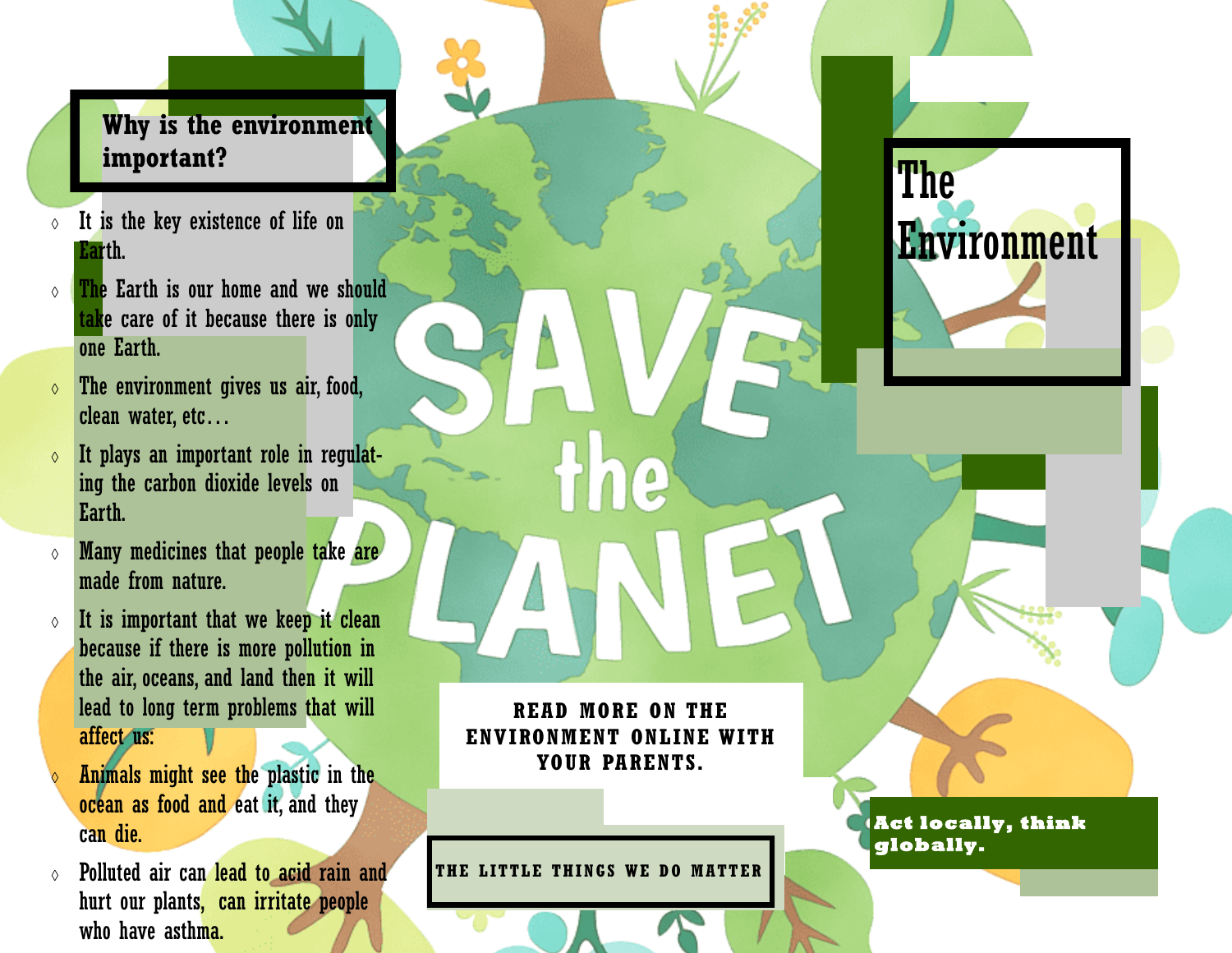# The Environment

## Why is the environment important?

- It is the key existence of life on Earth.
- The Earth is our home and we should take care of it because there is only one Earth.
- The environment gives us air, food, clean water, etc…
- It plays an important role in regulating the carbon dioxide levels on Earth.
- Many medicines that people take are made from nature.
- It is important that we keep it clean because if there is more pollution in the air, oceans, and land then it will lead to long term problems that will affect us:
- Animals might see the plastic in the ocean as food and eat it, and they can die.
- Polluted air can lead to acid rain and hurt our plants, can irritate people who have asthma.

SAVE the PLANET

**READ MORE ON THE ENVIRONMENT ONLINE WITH YOUR PARENTS.**

**THE LITTLE THINGS WE DO MATTER**

**Act locally, think globally.**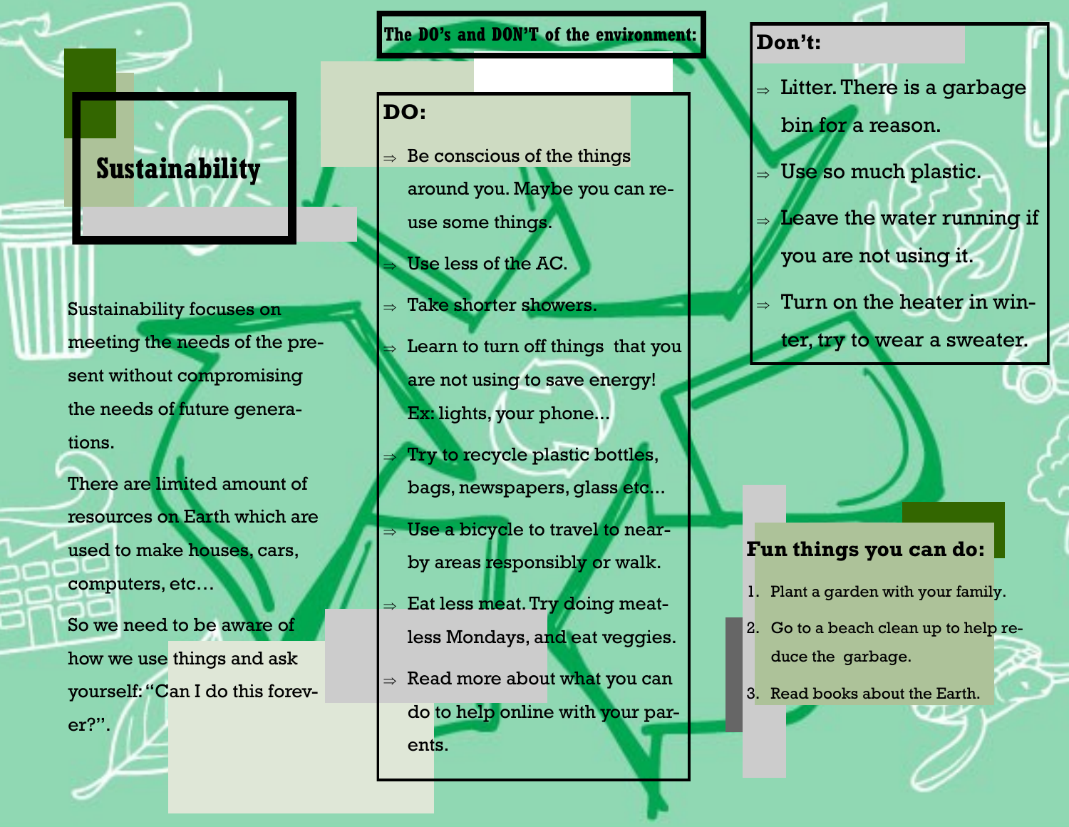# Sustainability

Sustainability focuses on meeting the needs of the present without compromising the needs of future generations.

There are limited amount of resources on Earth which are used to make houses, cars, computers, etc…

So we need to be aware of how we use things and ask yourself: “Can I do this forever?”.

## The DO’s and DON’T of the environment:

### DO:

- Be conscious of the things around you. Maybe you can re-use some things.
- Use less of the AC.
- Take shorter showers.
- Learn to turn off things that you are not using to save energy! Ex: lights, your phone…
- Try to recycle plastic bottles, bags, newspapers, glass etc…
- Use a bicycle to travel to nearby areas responsibly or walk.
- Eat less meat. Try doing meatless Mondays, and eat veggies.
- Read more about what you can do to help online with your parents.

### Don’t:

- Litter. There is a garbage bin for a reason.
- Use so much plastic.
- Leave the water running if you are not using it.
- Turn on the heater in winter, try to wear a sweater.

### Fun things you can do:

1. Plant a garden with your family.
2. Go to a beach clean up to help reduce the garbage.
3. Read books about the Earth.